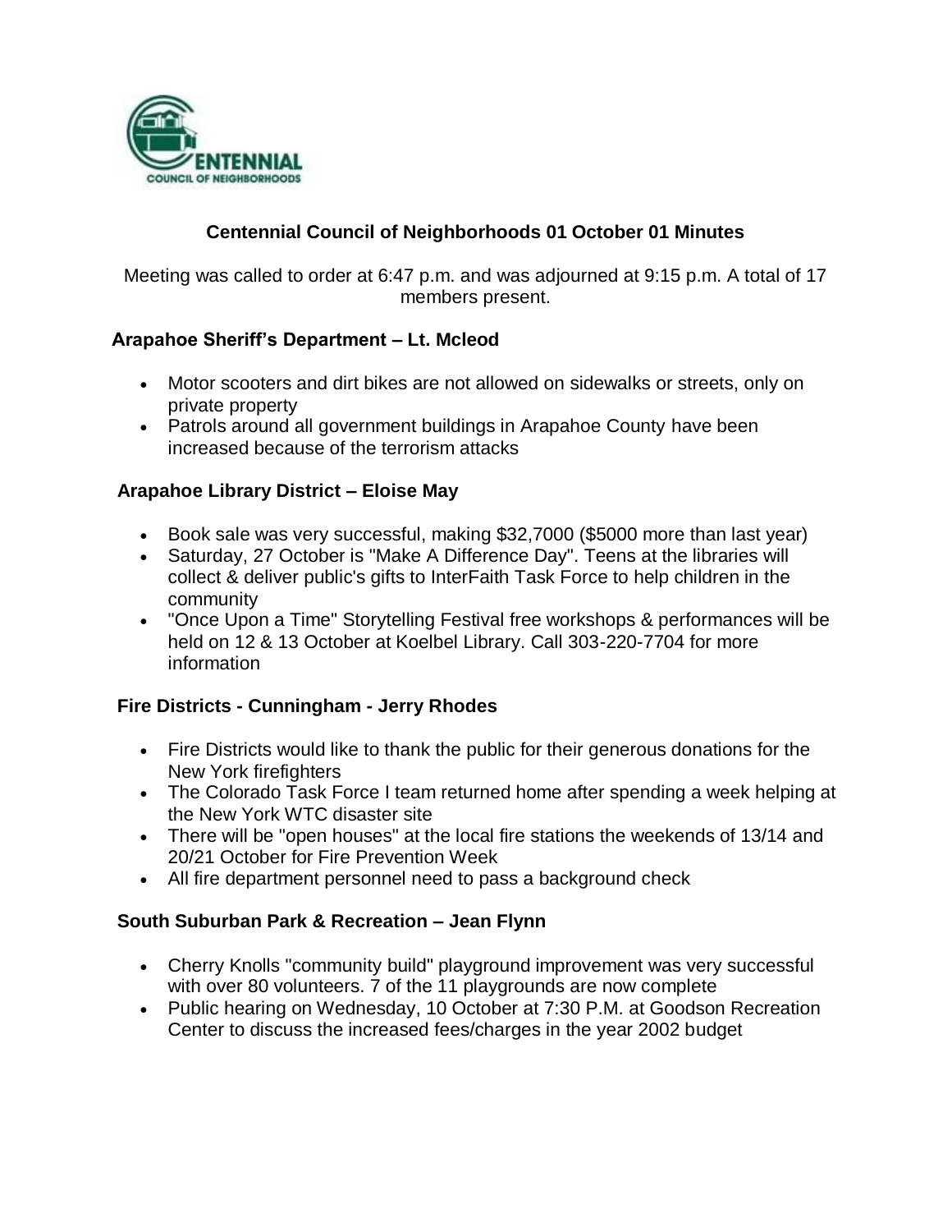# Centennial Council of Neighborhoods 01 October 01 Minutes

Meeting was called to order at 6:47 p.m. and was adjourned at 9:15 p.m. A total of 17 members present.

## Arapahoe Sheriff's Department – Lt. Mcleod

- Motor scooters and dirt bikes are not allowed on sidewalks or streets, only on private property
- Patrols around all government buildings in Arapahoe County have been increased because of the terrorism attacks

## Arapahoe Library District – Eloise May

- Book sale was very successful, making $32,7000 ($5000 more than last year)
- Saturday, 27 October is "Make A Difference Day". Teens at the libraries will collect & deliver public's gifts to InterFaith Task Force to help children in the community
- "Once Upon a Time" Storytelling Festival free workshops & performances will be held on 12 & 13 October at Koelbel Library. Call 303-220-7704 for more information

## Fire Districts - Cunningham - Jerry Rhodes

- Fire Districts would like to thank the public for their generous donations for the New York firefighters
- The Colorado Task Force I team returned home after spending a week helping at the New York WTC disaster site
- There will be "open houses" at the local fire stations the weekends of 13/14 and 20/21 October for Fire Prevention Week
- All fire department personnel need to pass a background check

## South Suburban Park & Recreation – Jean Flynn

- Cherry Knolls "community build" playground improvement was very successful with over 80 volunteers. 7 of the 11 playgrounds are now complete
- Public hearing on Wednesday, 10 October at 7:30 P.M. at Goodson Recreation Center to discuss the increased fees/charges in the year 2002 budget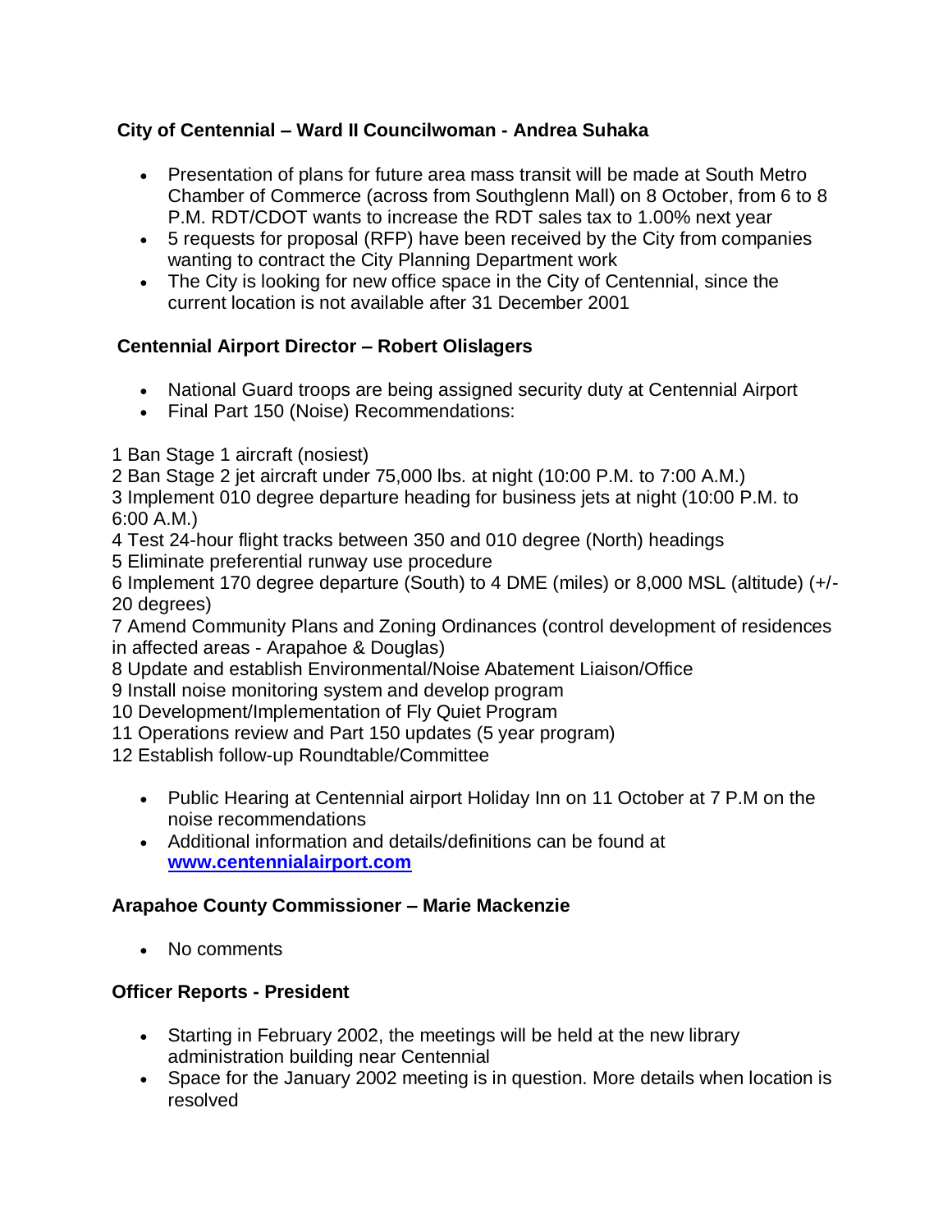**City of Centennial – Ward II Councilwoman - Andrea Suhaka**

- Presentation of plans for future area mass transit will be made at South Metro Chamber of Commerce (across from Southglenn Mall) on 8 October, from 6 to 8 P.M. RDT/CDOT wants to increase the RDT sales tax to 1.00% next year
- 5 requests for proposal (RFP) have been received by the City from companies wanting to contract the City Planning Department work
- The City is looking for new office space in the City of Centennial, since the current location is not available after 31 December 2001

**Centennial Airport Director – Robert Olislagers**

- National Guard troops are being assigned security duty at Centennial Airport
- Final Part 150 (Noise) Recommendations:

1 Ban Stage 1 aircraft (nosiest)
2 Ban Stage 2 jet aircraft under 75,000 lbs. at night (10:00 P.M. to 7:00 A.M.)
3 Implement 010 degree departure heading for business jets at night (10:00 P.M. to 6:00 A.M.)
4 Test 24-hour flight tracks between 350 and 010 degree (North) headings
5 Eliminate preferential runway use procedure
6 Implement 170 degree departure (South) to 4 DME (miles) or 8,000 MSL (altitude) (+/- 20 degrees)
7 Amend Community Plans and Zoning Ordinances (control development of residences in affected areas - Arapahoe & Douglas)
8 Update and establish Environmental/Noise Abatement Liaison/Office
9 Install noise monitoring system and develop program
10 Development/Implementation of Fly Quiet Program
11 Operations review and Part 150 updates (5 year program)
12 Establish follow-up Roundtable/Committee

- Public Hearing at Centennial airport Holiday Inn on 11 October at 7 P.M on the noise recommendations
- Additional information and details/definitions can be found at **www.centennialairport.com**

**Arapahoe County Commissioner – Marie Mackenzie**

- No comments

**Officer Reports - President**

- Starting in February 2002, the meetings will be held at the new library administration building near Centennial
- Space for the January 2002 meeting is in question. More details when location is resolved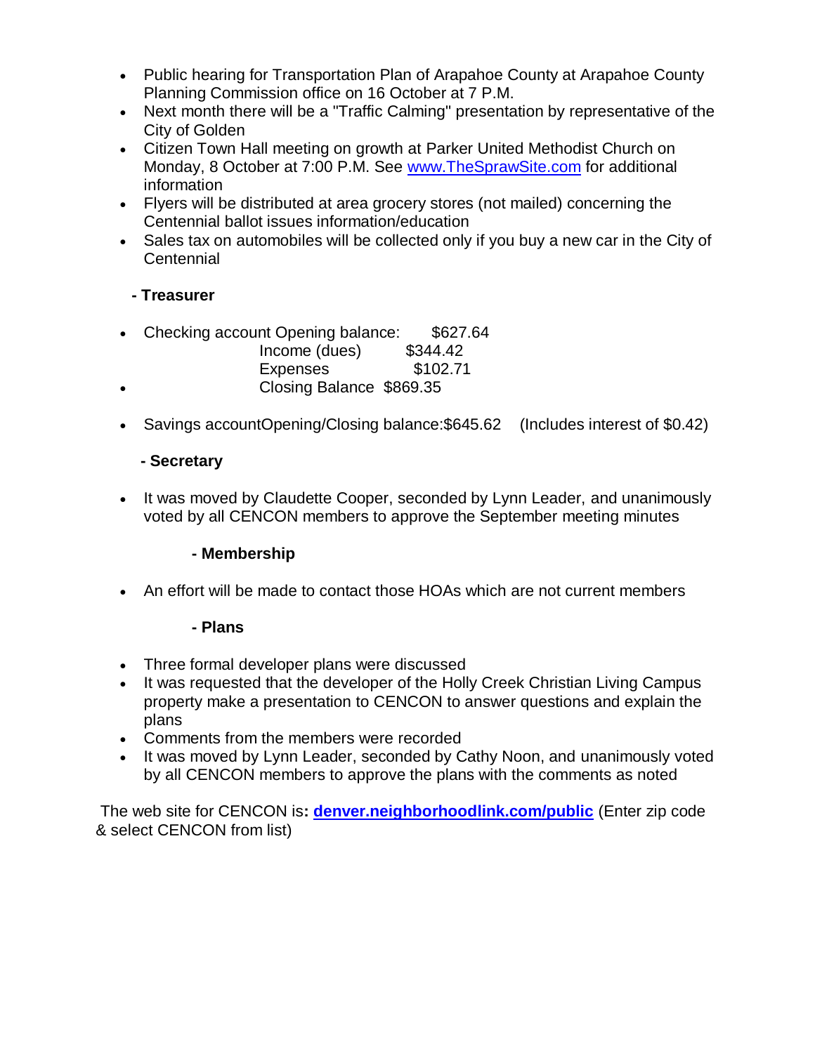- Public hearing for Transportation Plan of Arapahoe County at Arapahoe County Planning Commission office on 16 October at 7 P.M.
- Next month there will be a "Traffic Calming" presentation by representative of the City of Golden
- Citizen Town Hall meeting on growth at Parker United Methodist Church on Monday, 8 October at 7:00 P.M. See [www.TheSprawSite.com](www.TheSprawSite.com) for additional information
- Flyers will be distributed at area grocery stores (not mailed) concerning the Centennial ballot issues information/education
- Sales tax on automobiles will be collected only if you buy a new car in the City of Centennial

**- Treasurer**

- Checking account Opening balance: $627.64
  Income (dues) $344.42
  Expenses $102.71
- Closing Balance $869.35

- Savings accountOpening/Closing balance:$645.62 (Includes interest of $0.42)

**- Secretary**

- It was moved by Claudette Cooper, seconded by Lynn Leader, and unanimously voted by all CENCON members to approve the September meeting minutes

**- Membership**

- An effort will be made to contact those HOAs which are not current members

**- Plans**

- Three formal developer plans were discussed
- It was requested that the developer of the Holly Creek Christian Living Campus property make a presentation to CENCON to answer questions and explain the plans
- Comments from the members were recorded
- It was moved by Lynn Leader, seconded by Cathy Noon, and unanimously voted by all CENCON members to approve the plans with the comments as noted

The web site for CENCON is**:** **[denver.neighborhoodlink.com/public](denver.neighborhoodlink.com/public)** (Enter zip code & select CENCON from list)